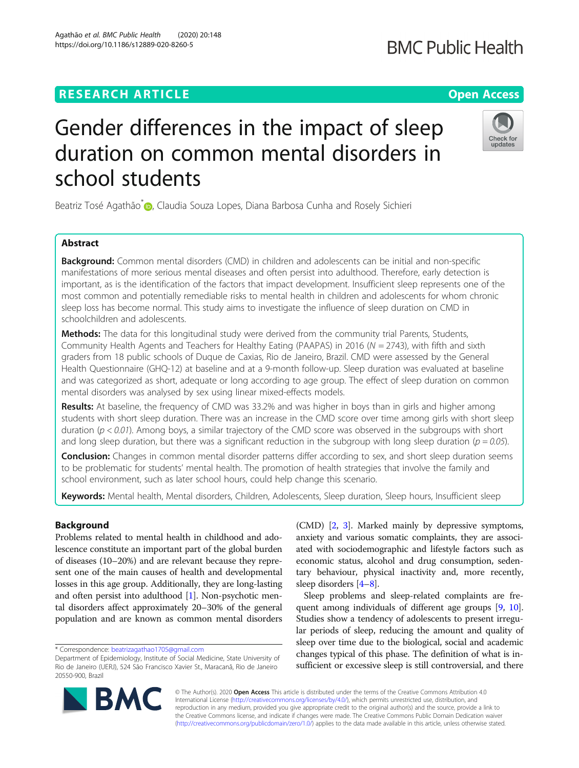RESEARCH ARTICLE

Open Access

# Gender differences in the impact of sleep duration on common mental disorders in school students

Beatriz Tosé Agathão*, Claudia Souza Lopes, Diana Barbosa Cunha and Rosely Sichieri

## Abstract

**Background:** Common mental disorders (CMD) in children and adolescents can be initial and non-specific manifestations of more serious mental diseases and often persist into adulthood. Therefore, early detection is important, as is the identification of the factors that impact development. Insufficient sleep represents one of the most common and potentially remediable risks to mental health in children and adolescents for whom chronic sleep loss has become normal. This study aims to investigate the influence of sleep duration on CMD in schoolchildren and adolescents.

**Methods:** The data for this longitudinal study were derived from the community trial Parents, Students, Community Health Agents and Teachers for Healthy Eating (PAAPAS) in 2016 ($N = 2743$), with fifth and sixth graders from 18 public schools of Duque de Caxias, Rio de Janeiro, Brazil. CMD were assessed by the General Health Questionnaire (GHQ-12) at baseline and at a 9-month follow-up. Sleep duration was evaluated at baseline and was categorized as short, adequate or long according to age group. The effect of sleep duration on common mental disorders was analysed by sex using linear mixed-effects models.

**Results:** At baseline, the frequency of CMD was 33.2% and was higher in boys than in girls and higher among students with short sleep duration. There was an increase in the CMD score over time among girls with short sleep duration ($p < 0.01$). Among boys, a similar trajectory of the CMD score was observed in the subgroups with short and long sleep duration, but there was a significant reduction in the subgroup with long sleep duration ($p = 0.05$).

**Conclusion:** Changes in common mental disorder patterns differ according to sex, and short sleep duration seems to be problematic for students' mental health. The promotion of health strategies that involve the family and school environment, such as later school hours, could help change this scenario.

**Keywords:** Mental health, Mental disorders, Children, Adolescents, Sleep duration, Sleep hours, Insufficient sleep

## Background

Problems related to mental health in childhood and adolescence constitute an important part of the global burden of diseases (10–20%) and are relevant because they represent one of the main causes of health and developmental losses in this age group. Additionally, they are long-lasting and often persist into adulthood [1]. Non-psychotic mental disorders affect approximately 20–30% of the general population and are known as common mental disorders (CMD) [2, 3]. Marked mainly by depressive symptoms, anxiety and various somatic complaints, they are associated with sociodemographic and lifestyle factors such as economic status, alcohol and drug consumption, sedentary behaviour, physical inactivity and, more recently, sleep disorders [4–8].

Sleep problems and sleep-related complaints are frequent among individuals of different age groups [9, 10]. Studies show a tendency of adolescents to present irregular periods of sleep, reducing the amount and quality of sleep over time due to the biological, social and academic changes typical of this phase. The definition of what is insufficient or excessive sleep is still controversial, and there

* Correspondence: beatrizagathao1705@gmail.com
Department of Epidemiology, Institute of Social Medicine, State University of Rio de Janeiro (UERJ), 524 São Francisco Xavier St., Maracanã, Rio de Janeiro 20550-900, Brazil

© The Author(s). 2020 **Open Access** This article is distributed under the terms of the Creative Commons Attribution 4.0 International License (http://creativecommons.org/licenses/by/4.0/), which permits unrestricted use, distribution, and reproduction in any medium, provided you give appropriate credit to the original author(s) and the source, provide a link to the Creative Commons license, and indicate if changes were made. The Creative Commons Public Domain Dedication waiver (http://creativecommons.org/publicdomain/zero/1.0/) applies to the data made available in this article, unless otherwise stated.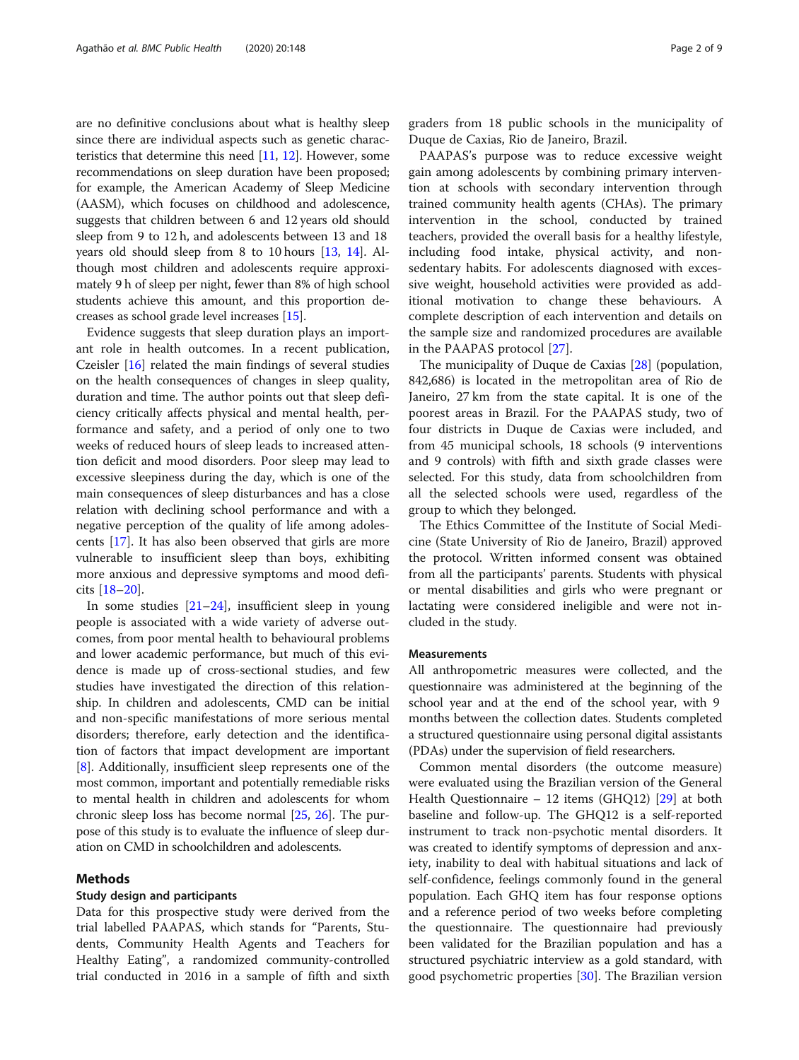are no definitive conclusions about what is healthy sleep since there are individual aspects such as genetic characteristics that determine this need [11, 12]. However, some recommendations on sleep duration have been proposed; for example, the American Academy of Sleep Medicine (AASM), which focuses on childhood and adolescence, suggests that children between 6 and 12 years old should sleep from 9 to 12 h, and adolescents between 13 and 18 years old should sleep from 8 to 10 hours [13, 14]. Although most children and adolescents require approximately 9 h of sleep per night, fewer than 8% of high school students achieve this amount, and this proportion decreases as school grade level increases [15].

Evidence suggests that sleep duration plays an important role in health outcomes. In a recent publication, Czeisler [16] related the main findings of several studies on the health consequences of changes in sleep quality, duration and time. The author points out that sleep deficiency critically affects physical and mental health, performance and safety, and a period of only one to two weeks of reduced hours of sleep leads to increased attention deficit and mood disorders. Poor sleep may lead to excessive sleepiness during the day, which is one of the main consequences of sleep disturbances and has a close relation with declining school performance and with a negative perception of the quality of life among adolescents [17]. It has also been observed that girls are more vulnerable to insufficient sleep than boys, exhibiting more anxious and depressive symptoms and mood deficits [18–20].

In some studies [21–24], insufficient sleep in young people is associated with a wide variety of adverse outcomes, from poor mental health to behavioural problems and lower academic performance, but much of this evidence is made up of cross-sectional studies, and few studies have investigated the direction of this relationship. In children and adolescents, CMD can be initial and non-specific manifestations of more serious mental disorders; therefore, early detection and the identification of factors that impact development are important [8]. Additionally, insufficient sleep represents one of the most common, important and potentially remediable risks to mental health in children and adolescents for whom chronic sleep loss has become normal [25, 26]. The purpose of this study is to evaluate the influence of sleep duration on CMD in schoolchildren and adolescents.

## Methods

### Study design and participants

Data for this prospective study were derived from the trial labelled PAAPAS, which stands for "Parents, Students, Community Health Agents and Teachers for Healthy Eating", a randomized community-controlled trial conducted in 2016 in a sample of fifth and sixth graders from 18 public schools in the municipality of Duque de Caxias, Rio de Janeiro, Brazil.

PAAPAS's purpose was to reduce excessive weight gain among adolescents by combining primary intervention at schools with secondary intervention through trained community health agents (CHAs). The primary intervention in the school, conducted by trained teachers, provided the overall basis for a healthy lifestyle, including food intake, physical activity, and non-sedentary habits. For adolescents diagnosed with excessive weight, household activities were provided as additional motivation to change these behaviours. A complete description of each intervention and details on the sample size and randomized procedures are available in the PAAPAS protocol [27].

The municipality of Duque de Caxias [28] (population, 842,686) is located in the metropolitan area of Rio de Janeiro, 27 km from the state capital. It is one of the poorest areas in Brazil. For the PAAPAS study, two of four districts in Duque de Caxias were included, and from 45 municipal schools, 18 schools (9 interventions and 9 controls) with fifth and sixth grade classes were selected. For this study, data from schoolchildren from all the selected schools were used, regardless of the group to which they belonged.

The Ethics Committee of the Institute of Social Medicine (State University of Rio de Janeiro, Brazil) approved the protocol. Written informed consent was obtained from all the participants' parents. Students with physical or mental disabilities and girls who were pregnant or lactating were considered ineligible and were not included in the study.

### Measurements

All anthropometric measures were collected, and the questionnaire was administered at the beginning of the school year and at the end of the school year, with 9 months between the collection dates. Students completed a structured questionnaire using personal digital assistants (PDAs) under the supervision of field researchers.

Common mental disorders (the outcome measure) were evaluated using the Brazilian version of the General Health Questionnaire – 12 items (GHQ12) [29] at both baseline and follow-up. The GHQ12 is a self-reported instrument to track non-psychotic mental disorders. It was created to identify symptoms of depression and anxiety, inability to deal with habitual situations and lack of self-confidence, feelings commonly found in the general population. Each GHQ item has four response options and a reference period of two weeks before completing the questionnaire. The questionnaire had previously been validated for the Brazilian population and has a structured psychiatric interview as a gold standard, with good psychometric properties [30]. The Brazilian version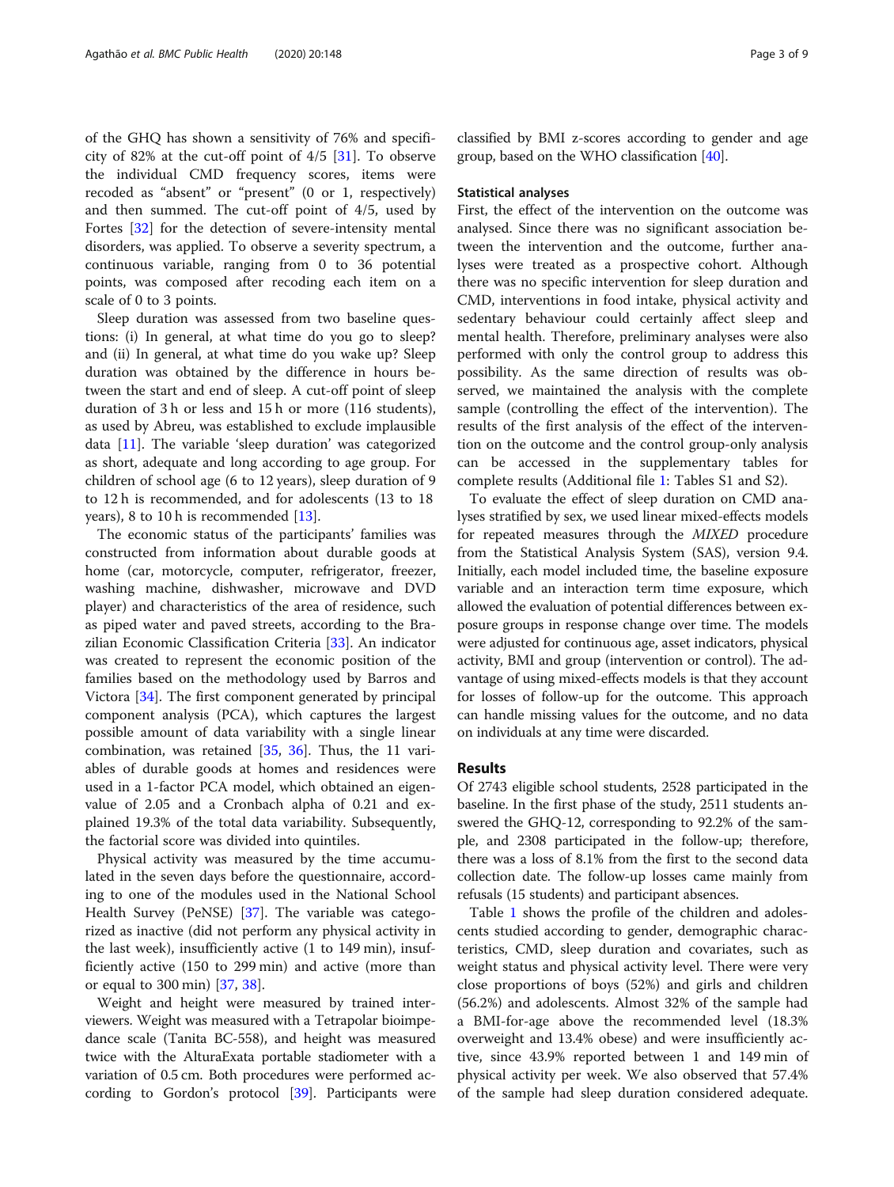of the GHQ has shown a sensitivity of 76% and specificity of 82% at the cut-off point of 4/5 [31]. To observe the individual CMD frequency scores, items were recoded as "absent" or "present" (0 or 1, respectively) and then summed. The cut-off point of 4/5, used by Fortes [32] for the detection of severe-intensity mental disorders, was applied. To observe a severity spectrum, a continuous variable, ranging from 0 to 36 potential points, was composed after recoding each item on a scale of 0 to 3 points.

Sleep duration was assessed from two baseline questions: (i) In general, at what time do you go to sleep? and (ii) In general, at what time do you wake up? Sleep duration was obtained by the difference in hours between the start and end of sleep. A cut-off point of sleep duration of 3 h or less and 15 h or more (116 students), as used by Abreu, was established to exclude implausible data [11]. The variable 'sleep duration' was categorized as short, adequate and long according to age group. For children of school age (6 to 12 years), sleep duration of 9 to 12 h is recommended, and for adolescents (13 to 18 years), 8 to 10 h is recommended [13].

The economic status of the participants' families was constructed from information about durable goods at home (car, motorcycle, computer, refrigerator, freezer, washing machine, dishwasher, microwave and DVD player) and characteristics of the area of residence, such as piped water and paved streets, according to the Brazilian Economic Classification Criteria [33]. An indicator was created to represent the economic position of the families based on the methodology used by Barros and Victora [34]. The first component generated by principal component analysis (PCA), which captures the largest possible amount of data variability with a single linear combination, was retained [35, 36]. Thus, the 11 variables of durable goods at homes and residences were used in a 1-factor PCA model, which obtained an eigenvalue of 2.05 and a Cronbach alpha of 0.21 and explained 19.3% of the total data variability. Subsequently, the factorial score was divided into quintiles.

Physical activity was measured by the time accumulated in the seven days before the questionnaire, according to one of the modules used in the National School Health Survey (PeNSE) [37]. The variable was categorized as inactive (did not perform any physical activity in the last week), insufficiently active (1 to 149 min), insufficiently active (150 to 299 min) and active (more than or equal to 300 min) [37, 38].

Weight and height were measured by trained interviewers. Weight was measured with a Tetrapolar bioimpedance scale (Tanita BC-558), and height was measured twice with the AlturaExata portable stadiometer with a variation of 0.5 cm. Both procedures were performed according to Gordon's protocol [39]. Participants were classified by BMI z-scores according to gender and age group, based on the WHO classification [40].

### Statistical analyses

First, the effect of the intervention on the outcome was analysed. Since there was no significant association between the intervention and the outcome, further analyses were treated as a prospective cohort. Although there was no specific intervention for sleep duration and CMD, interventions in food intake, physical activity and sedentary behaviour could certainly affect sleep and mental health. Therefore, preliminary analyses were also performed with only the control group to address this possibility. As the same direction of results was observed, we maintained the analysis with the complete sample (controlling the effect of the intervention). The results of the first analysis of the effect of the intervention on the outcome and the control group-only analysis can be accessed in the supplementary tables for complete results (Additional file 1: Tables S1 and S2).

To evaluate the effect of sleep duration on CMD analyses stratified by sex, we used linear mixed-effects models for repeated measures through the *MIXED* procedure from the Statistical Analysis System (SAS), version 9.4. Initially, each model included time, the baseline exposure variable and an interaction term time exposure, which allowed the evaluation of potential differences between exposure groups in response change over time. The models were adjusted for continuous age, asset indicators, physical activity, BMI and group (intervention or control). The advantage of using mixed-effects models is that they account for losses of follow-up for the outcome. This approach can handle missing values for the outcome, and no data on individuals at any time were discarded.

## Results

Of 2743 eligible school students, 2528 participated in the baseline. In the first phase of the study, 2511 students answered the GHQ-12, corresponding to 92.2% of the sample, and 2308 participated in the follow-up; therefore, there was a loss of 8.1% from the first to the second data collection date. The follow-up losses came mainly from refusals (15 students) and participant absences.

Table 1 shows the profile of the children and adolescents studied according to gender, demographic characteristics, CMD, sleep duration and covariates, such as weight status and physical activity level. There were very close proportions of boys (52%) and girls and children (56.2%) and adolescents. Almost 32% of the sample had a BMI-for-age above the recommended level (18.3% overweight and 13.4% obese) and were insufficiently active, since 43.9% reported between 1 and 149 min of physical activity per week. We also observed that 57.4% of the sample had sleep duration considered adequate.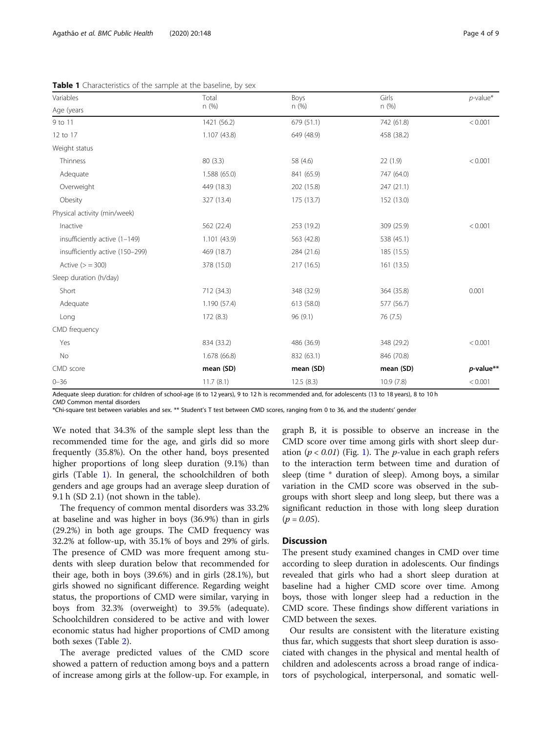**Table 1** Characteristics of the sample at the baseline, by sex

| Variables | Total n (%) | Boys n (%) | Girls n (%) | *p*-value* |
|---|---|---|---|---|
| Age (years | | | | |
| 9 to 11 | 1421 (56.2) | 679 (51.1) | 742 (61.8) | < 0.001 |
| 12 to 17 | 1.107 (43.8) | 649 (48.9) | 458 (38.2) | |
| Weight status | | | | |
| Thinness | 80 (3.3) | 58 (4.6) | 22 (1.9) | < 0.001 |
| Adequate | 1.588 (65.0) | 841 (65.9) | 747 (64.0) | |
| Overweight | 449 (18.3) | 202 (15.8) | 247 (21.1) | |
| Obesity | 327 (13.4) | 175 (13.7) | 152 (13.0) | |
| Physical activity (min/week) | | | | |
| Inactive | 562 (22.4) | 253 (19.2) | 309 (25.9) | < 0.001 |
| insufficiently active (1–149) | 1.101 (43.9) | 563 (42.8) | 538 (45.1) | |
| insufficiently active (150–299) | 469 (18.7) | 284 (21.6) | 185 (15.5) | |
| Active (> = 300) | 378 (15.0) | 217 (16.5) | 161 (13.5) | |
| Sleep duration (h/day) | | | | |
| Short | 712 (34.3) | 348 (32.9) | 364 (35.8) | 0.001 |
| Adequate | 1.190 (57.4) | 613 (58.0) | 577 (56.7) | |
| Long | 172 (8.3) | 96 (9.1) | 76 (7.5) | |
| CMD frequency | | | | |
| Yes | 834 (33.2) | 486 (36.9) | 348 (29.2) | < 0.001 |
| No | 1.678 (66.8) | 832 (63.1) | 846 (70.8) | |
| CMD score | **mean (SD)** | **mean (SD)** | **mean (SD)** | ***p*-value**** |
| 0–36 | 11.7 (8.1) | 12.5 (8.3) | 10.9 (7.8) | < 0.001 |

Adequate sleep duration: for children of school-age (6 to 12 years), 9 to 12 h is recommended and, for adolescents (13 to 18 years), 8 to 10 h

*CMD* Common mental disorders

*Chi-square test between variables and sex. ** Student's T test between CMD scores, ranging from 0 to 36, and the students' gender

We noted that 34.3% of the sample slept less than the recommended time for the age, and girls did so more frequently (35.8%). On the other hand, boys presented higher proportions of long sleep duration (9.1%) than girls (Table 1). In general, the schoolchildren of both genders and age groups had an average sleep duration of 9.1 h (SD 2.1) (not shown in the table).

The frequency of common mental disorders was 33.2% at baseline and was higher in boys (36.9%) than in girls (29.2%) in both age groups. The CMD frequency was 32.2% at follow-up, with 35.1% of boys and 29% of girls. The presence of CMD was more frequent among students with sleep duration below that recommended for their age, both in boys (39.6%) and in girls (28.1%), but girls showed no significant difference. Regarding weight status, the proportions of CMD were similar, varying in boys from 32.3% (overweight) to 39.5% (adequate). Schoolchildren considered to be active and with lower economic status had higher proportions of CMD among both sexes (Table 2).

The average predicted values of the CMD score showed a pattern of reduction among boys and a pattern of increase among girls at the follow-up. For example, in graph B, it is possible to observe an increase in the CMD score over time among girls with short sleep duration ($p < 0.01$) (Fig. 1). The *p*-value in each graph refers to the interaction term between time and duration of sleep (time * duration of sleep). Among boys, a similar variation in the CMD score was observed in the subgroups with short sleep and long sleep, but there was a significant reduction in those with long sleep duration ($p = 0.05$).

## Discussion

The present study examined changes in CMD over time according to sleep duration in adolescents. Our findings revealed that girls who had a short sleep duration at baseline had a higher CMD score over time. Among boys, those with longer sleep had a reduction in the CMD score. These findings show different variations in CMD between the sexes.

Our results are consistent with the literature existing thus far, which suggests that short sleep duration is associated with changes in the physical and mental health of children and adolescents across a broad range of indicators of psychological, interpersonal, and somatic well-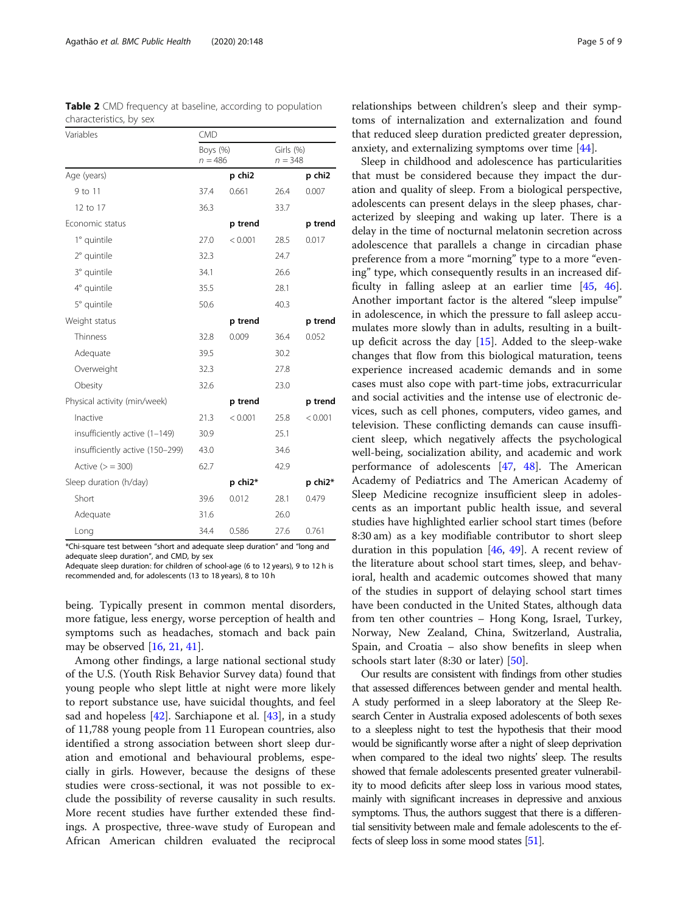**Table 2** CMD frequency at baseline, according to population characteristics, by sex

| Variables | CMD | | | |
|---|---|---|---|---|
| | Boys (%) n = 486 | | Girls (%) n = 348 | |
| Age (years) | | p chi2 | | p chi2 |
| 9 to 11 | 37.4 | 0.661 | 26.4 | 0.007 |
| 12 to 17 | 36.3 | | 33.7 | |
| Economic status | | p trend | | p trend |
| 1° quintile | 27.0 | < 0.001 | 28.5 | 0.017 |
| 2° quintile | 32.3 | | 24.7 | |
| 3° quintile | 34.1 | | 26.6 | |
| 4° quintile | 35.5 | | 28.1 | |
| 5° quintile | 50.6 | | 40.3 | |
| Weight status | | p trend | | p trend |
| Thinness | 32.8 | 0.009 | 36.4 | 0.052 |
| Adequate | 39.5 | | 30.2 | |
| Overweight | 32.3 | | 27.8 | |
| Obesity | 32.6 | | 23.0 | |
| Physical activity (min/week) | | p trend | | p trend |
| Inactive | 21.3 | < 0.001 | 25.8 | < 0.001 |
| insufficiently active (1–149) | 30.9 | | 25.1 | |
| insufficiently active (150–299) | 43.0 | | 34.6 | |
| Active (> = 300) | 62.7 | | 42.9 | |
| Sleep duration (h/day) | | p chi2* | | p chi2* |
| Short | 39.6 | 0.012 | 28.1 | 0.479 |
| Adequate | 31.6 | | 26.0 | |
| Long | 34.4 | 0.586 | 27.6 | 0.761 |

*Chi-square test between "short and adequate sleep duration" and "long and adequate sleep duration", and CMD, by sex
Adequate sleep duration: for children of school-age (6 to 12 years), 9 to 12 h is recommended and, for adolescents (13 to 18 years), 8 to 10 h

being. Typically present in common mental disorders, more fatigue, less energy, worse perception of health and symptoms such as headaches, stomach and back pain may be observed [16, 21, 41].

Among other findings, a large national sectional study of the U.S. (Youth Risk Behavior Survey data) found that young people who slept little at night were more likely to report substance use, have suicidal thoughts, and feel sad and hopeless [42]. Sarchiapone et al. [43], in a study of 11,788 young people from 11 European countries, also identified a strong association between short sleep duration and emotional and behavioural problems, especially in girls. However, because the designs of these studies were cross-sectional, it was not possible to exclude the possibility of reverse causality in such results. More recent studies have further extended these findings. A prospective, three-wave study of European and African American children evaluated the reciprocal relationships between children's sleep and their symptoms of internalization and externalization and found that reduced sleep duration predicted greater depression, anxiety, and externalizing symptoms over time [44].

Sleep in childhood and adolescence has particularities that must be considered because they impact the duration and quality of sleep. From a biological perspective, adolescents can present delays in the sleep phases, characterized by sleeping and waking up later. There is a delay in the time of nocturnal melatonin secretion across adolescence that parallels a change in circadian phase preference from a more "morning" type to a more "evening" type, which consequently results in an increased difficulty in falling asleep at an earlier time [45, 46]. Another important factor is the altered "sleep impulse" in adolescence, in which the pressure to fall asleep accumulates more slowly than in adults, resulting in a built-up deficit across the day [15]. Added to the sleep-wake changes that flow from this biological maturation, teens experience increased academic demands and in some cases must also cope with part-time jobs, extracurricular and social activities and the intense use of electronic devices, such as cell phones, computers, video games, and television. These conflicting demands can cause insufficient sleep, which negatively affects the psychological well-being, socialization ability, and academic and work performance of adolescents [47, 48]. The American Academy of Pediatrics and The American Academy of Sleep Medicine recognize insufficient sleep in adolescents as an important public health issue, and several studies have highlighted earlier school start times (before 8:30 am) as a key modifiable contributor to short sleep duration in this population [46, 49]. A recent review of the literature about school start times, sleep, and behavioral, health and academic outcomes showed that many of the studies in support of delaying school start times have been conducted in the United States, although data from ten other countries – Hong Kong, Israel, Turkey, Norway, New Zealand, China, Switzerland, Australia, Spain, and Croatia – also show benefits in sleep when schools start later (8:30 or later) [50].

Our results are consistent with findings from other studies that assessed differences between gender and mental health. A study performed in a sleep laboratory at the Sleep Research Center in Australia exposed adolescents of both sexes to a sleepless night to test the hypothesis that their mood would be significantly worse after a night of sleep deprivation when compared to the ideal two nights' sleep. The results showed that female adolescents presented greater vulnerability to mood deficits after sleep loss in various mood states, mainly with significant increases in depressive and anxious symptoms. Thus, the authors suggest that there is a differential sensitivity between male and female adolescents to the effects of sleep loss in some mood states [51].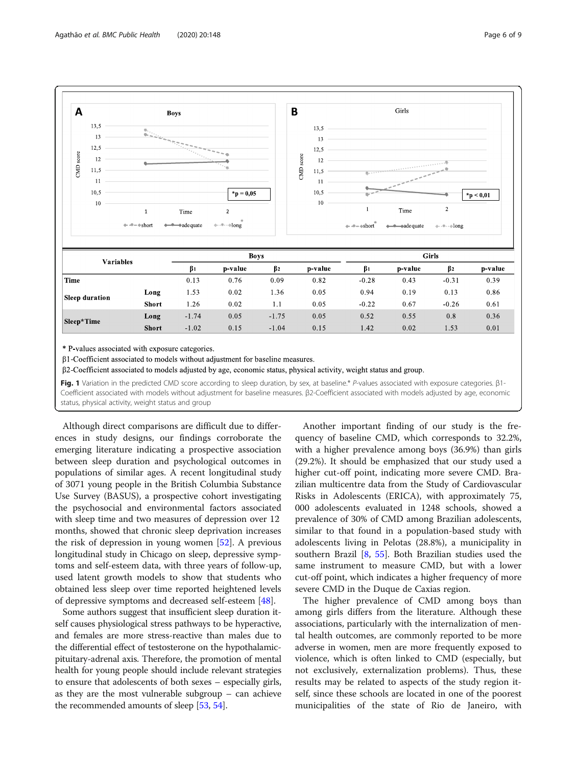| Variables | | Boys | | | | Girls | | | |
|---|---|---|---|---|---|---|---|---|---|
| | | β1 | p-value | β2 | p-value | β1 | p-value | β2 | p-value |
| Time | | 0.13 | 0.76 | 0.09 | 0.82 | -0.28 | 0.43 | -0.31 | 0.39 |
| Sleep duration | Long | 1.53 | 0.02 | 1.36 | 0.05 | 0.94 | 0.19 | 0.13 | 0.86 |
| | Short | 1.26 | 0.02 | 1.1 | 0.05 | -0.22 | 0.67 | -0.26 | 0.61 |
| Sleep*Time | Long | -1.74 | 0.05 | -1.75 | 0.05 | 0.52 | 0.55 | 0.8 | 0.36 |
| | Short | -1.02 | 0.15 | -1.04 | 0.15 | 1.42 | 0.02 | 1.53 | 0.01 |

* P-values associated with exposure categories.

β1-Coefficient associated to models without adjustment for baseline measures.

β2-Coefficient associated to models adjusted by age, economic status, physical activity, weight status and group.

**Fig. 1** Variation in the predicted CMD score according to sleep duration, by sex, at baseline.* *P*-values associated with exposure categories. β1-Coefficient associated with models without adjustment for baseline measures. β2-Coefficient associated with models adjusted by age, economic status, physical activity, weight status and group

Although direct comparisons are difficult due to differences in study designs, our findings corroborate the emerging literature indicating a prospective association between sleep duration and psychological outcomes in populations of similar ages. A recent longitudinal study of 3071 young people in the British Columbia Substance Use Survey (BASUS), a prospective cohort investigating the psychosocial and environmental factors associated with sleep time and two measures of depression over 12 months, showed that chronic sleep deprivation increases the risk of depression in young women [52]. A previous longitudinal study in Chicago on sleep, depressive symptoms and self-esteem data, with three years of follow-up, used latent growth models to show that students who obtained less sleep over time reported heightened levels of depressive symptoms and decreased self-esteem [48].

Some authors suggest that insufficient sleep duration itself causes physiological stress pathways to be hyperactive, and females are more stress-reactive than males due to the differential effect of testosterone on the hypothalamic-pituitary-adrenal axis. Therefore, the promotion of mental health for young people should include relevant strategies to ensure that adolescents of both sexes – especially girls, as they are the most vulnerable subgroup – can achieve the recommended amounts of sleep [53, 54].

Another important finding of our study is the frequency of baseline CMD, which corresponds to 32.2%, with a higher prevalence among boys (36.9%) than girls (29.2%). It should be emphasized that our study used a higher cut-off point, indicating more severe CMD. Brazilian multicentre data from the Study of Cardiovascular Risks in Adolescents (ERICA), with approximately 75, 000 adolescents evaluated in 1248 schools, showed a prevalence of 30% of CMD among Brazilian adolescents, similar to that found in a population-based study with adolescents living in Pelotas (28.8%), a municipality in southern Brazil [8, 55]. Both Brazilian studies used the same instrument to measure CMD, but with a lower cut-off point, which indicates a higher frequency of more severe CMD in the Duque de Caxias region.

The higher prevalence of CMD among boys than among girls differs from the literature. Although these associations, particularly with the internalization of mental health outcomes, are commonly reported to be more adverse in women, men are more frequently exposed to violence, which is often linked to CMD (especially, but not exclusively, externalization problems). Thus, these results may be related to aspects of the study region itself, since these schools are located in one of the poorest municipalities of the state of Rio de Janeiro, with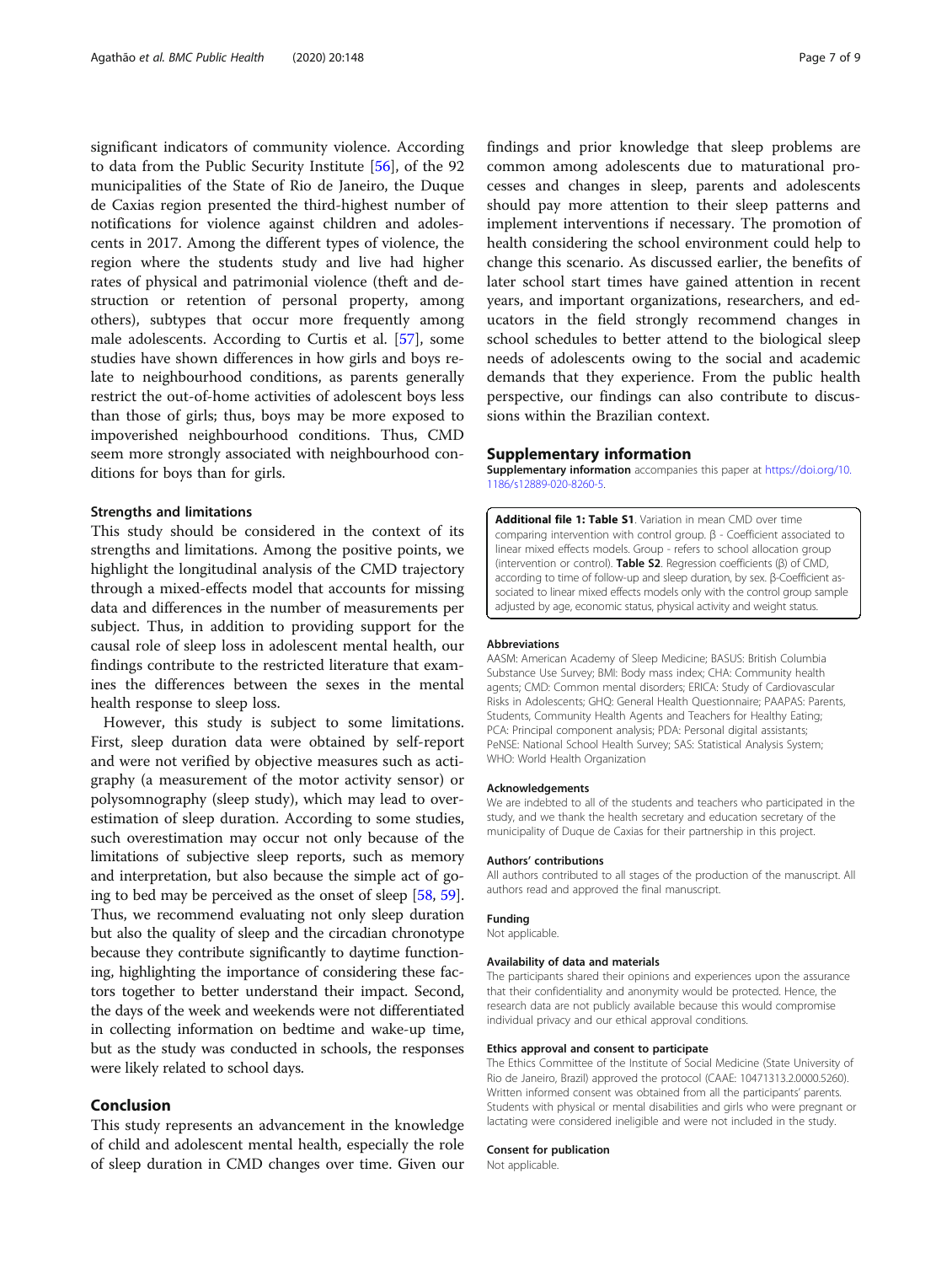significant indicators of community violence. According to data from the Public Security Institute [56], of the 92 municipalities of the State of Rio de Janeiro, the Duque de Caxias region presented the third-highest number of notifications for violence against children and adolescents in 2017. Among the different types of violence, the region where the students study and live had higher rates of physical and patrimonial violence (theft and destruction or retention of personal property, among others), subtypes that occur more frequently among male adolescents. According to Curtis et al. [57], some studies have shown differences in how girls and boys relate to neighbourhood conditions, as parents generally restrict the out-of-home activities of adolescent boys less than those of girls; thus, boys may be more exposed to impoverished neighbourhood conditions. Thus, CMD seem more strongly associated with neighbourhood conditions for boys than for girls.

### Strengths and limitations

This study should be considered in the context of its strengths and limitations. Among the positive points, we highlight the longitudinal analysis of the CMD trajectory through a mixed-effects model that accounts for missing data and differences in the number of measurements per subject. Thus, in addition to providing support for the causal role of sleep loss in adolescent mental health, our findings contribute to the restricted literature that examines the differences between the sexes in the mental health response to sleep loss.

However, this study is subject to some limitations. First, sleep duration data were obtained by self-report and were not verified by objective measures such as actigraphy (a measurement of the motor activity sensor) or polysomnography (sleep study), which may lead to overestimation of sleep duration. According to some studies, such overestimation may occur not only because of the limitations of subjective sleep reports, such as memory and interpretation, but also because the simple act of going to bed may be perceived as the onset of sleep [58, 59]. Thus, we recommend evaluating not only sleep duration but also the quality of sleep and the circadian chronotype because they contribute significantly to daytime functioning, highlighting the importance of considering these factors together to better understand their impact. Second, the days of the week and weekends were not differentiated in collecting information on bedtime and wake-up time, but as the study was conducted in schools, the responses were likely related to school days.

## Conclusion

This study represents an advancement in the knowledge of child and adolescent mental health, especially the role of sleep duration in CMD changes over time. Given our findings and prior knowledge that sleep problems are common among adolescents due to maturational processes and changes in sleep, parents and adolescents should pay more attention to their sleep patterns and implement interventions if necessary. The promotion of health considering the school environment could help to change this scenario. As discussed earlier, the benefits of later school start times have gained attention in recent years, and important organizations, researchers, and educators in the field strongly recommend changes in school schedules to better attend to the biological sleep needs of adolescents owing to the social and academic demands that they experience. From the public health perspective, our findings can also contribute to discussions within the Brazilian context.

## Supplementary information

**Supplementary information** accompanies this paper at https://doi.org/10.1186/s12889-020-8260-5.

**Additional file 1: Table S1**. Variation in mean CMD over time comparing intervention with control group. β - Coefficient associated to linear mixed effects models. Group - refers to school allocation group (intervention or control). **Table S2**. Regression coefficients (β) of CMD, according to time of follow-up and sleep duration, by sex. β-Coefficient associated to linear mixed effects models only with the control group sample adjusted by age, economic status, physical activity and weight status.

#### Abbreviations

AASM: American Academy of Sleep Medicine; BASUS: British Columbia Substance Use Survey; BMI: Body mass index; CHA: Community health agents; CMD: Common mental disorders; ERICA: Study of Cardiovascular Risks in Adolescents; GHQ: General Health Questionnaire; PAAPAS: Parents, Students, Community Health Agents and Teachers for Healthy Eating; PCA: Principal component analysis; PDA: Personal digital assistants; PeNSE: National School Health Survey; SAS: Statistical Analysis System; WHO: World Health Organization

#### Acknowledgements

We are indebted to all of the students and teachers who participated in the study, and we thank the health secretary and education secretary of the municipality of Duque de Caxias for their partnership in this project.

#### Authors' contributions

All authors contributed to all stages of the production of the manuscript. All authors read and approved the final manuscript.

#### Funding

Not applicable.

#### Availability of data and materials

The participants shared their opinions and experiences upon the assurance that their confidentiality and anonymity would be protected. Hence, the research data are not publicly available because this would compromise individual privacy and our ethical approval conditions.

#### Ethics approval and consent to participate

The Ethics Committee of the Institute of Social Medicine (State University of Rio de Janeiro, Brazil) approved the protocol (CAAE: 10471313.2.0000.5260). Written informed consent was obtained from all the participants' parents. Students with physical or mental disabilities and girls who were pregnant or lactating were considered ineligible and were not included in the study.

#### Consent for publication

Not applicable.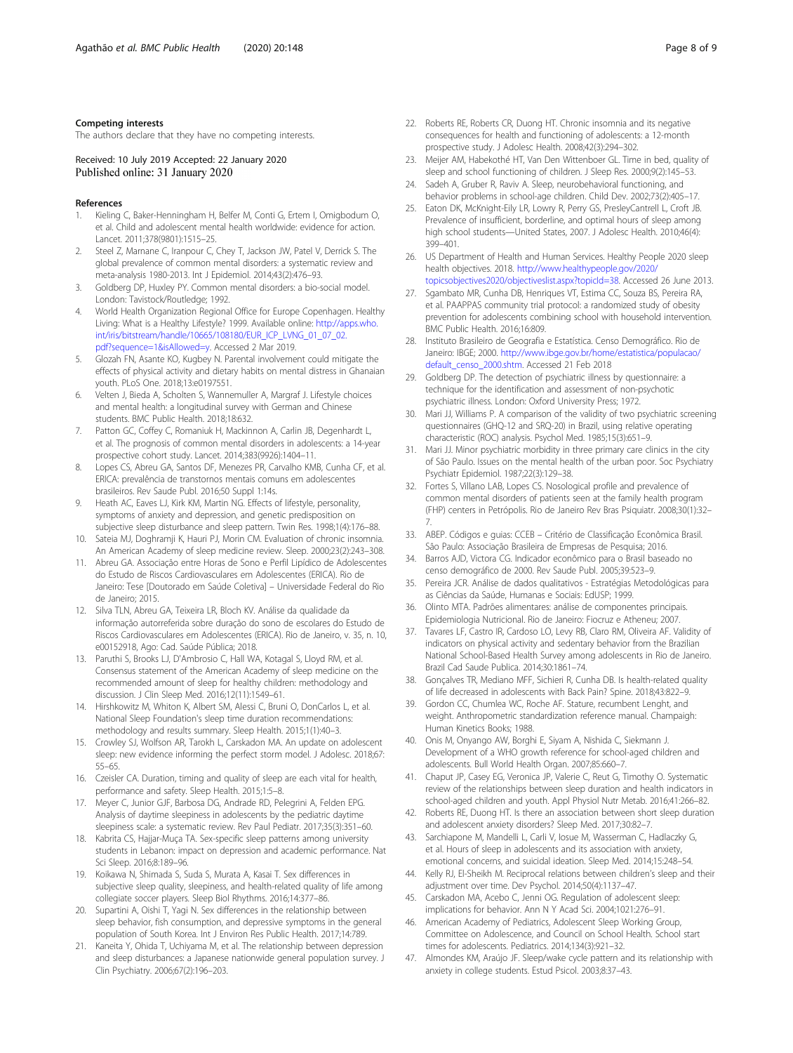### Competing interests

The authors declare that they have no competing interests.

Received: 10 July 2019 Accepted: 22 January 2020
Published online: 31 January 2020

### References

1. Kieling C, Baker-Henningham H, Belfer M, Conti G, Ertem I, Omigbodum O, et al. Child and adolescent mental health worldwide: evidence for action. Lancet. 2011;378(9801):1515–25.
2. Steel Z, Marnane C, Iranpour C, Chey T, Jackson JW, Patel V, Derrick S. The global prevalence of common mental disorders: a systematic review and meta-analysis 1980-2013. Int J Epidemiol. 2014;43(2):476–93.
3. Goldberg DP, Huxley PY. Common mental disorders: a bio-social model. London: Tavistock/Routledge; 1992.
4. World Health Organization Regional Office for Europe Copenhagen. Healthy Living: What is a Healthy Lifestyle? 1999. Available online: http://apps.who.int/iris/bitstream/handle/10665/108180/EUR_ICP_LVNG_01_07_02.pdf?sequence=1&isAllowed=y. Accessed 2 Mar 2019.
5. Glozah FN, Asante KO, Kugbey N. Parental involvement could mitigate the effects of physical activity and dietary habits on mental distress in Ghanaian youth. PLoS One. 2018;13:e0197551.
6. Velten J, Bieda A, Scholten S, Wannemuller A, Margraf J. Lifestyle choices and mental health: a longitudinal survey with German and Chinese students. BMC Public Health. 2018;18:632.
7. Patton GC, Coffey C, Romaniuk H, Mackinnon A, Carlin JB, Degenhardt L, et al. The prognosis of common mental disorders in adolescents: a 14-year prospective cohort study. Lancet. 2014;383(9926):1404–11.
8. Lopes CS, Abreu GA, Santos DF, Menezes PR, Carvalho KMB, Cunha CF, et al. ERICA: prevalência de transtornos mentais comuns em adolescentes brasileiros. Rev Saude Publ. 2016;50 Suppl 1:14s.
9. Heath AC, Eaves LJ, Kirk KM, Martin NG. Effects of lifestyle, personality, symptoms of anxiety and depression, and genetic predisposition on subjective sleep disturbance and sleep pattern. Twin Res. 1998;1(4):176–88.
10. Sateia MJ, Doghramji K, Hauri PJ, Morin CM. Evaluation of chronic insomnia. An American Academy of sleep medicine review. Sleep. 2000;23(2):243–308.
11. Abreu GA. Associação entre Horas de Sono e Perfil Lipídico de Adolescentes do Estudo de Riscos Cardiovasculares em Adolescentes (ERICA). Rio de Janeiro: Tese [Doutorado em Saúde Coletiva] – Universidade Federal do Rio de Janeiro; 2015.
12. Silva TLN, Abreu GA, Teixeira LR, Bloch KV. Análise da qualidade da informação autorreferida sobre duração do sono de escolares do Estudo de Riscos Cardiovasculares em Adolescentes (ERICA). Rio de Janeiro, v. 35, n. 10, e00152918, Ago: Cad. Saúde Pública; 2018.
13. Paruthi S, Brooks LJ, D'Ambrosio C, Hall WA, Kotagal S, Lloyd RM, et al. Consensus statement of the American Academy of sleep medicine on the recommended amount of sleep for healthy children: methodology and discussion. J Clin Sleep Med. 2016;12(11):1549–61.
14. Hirshkowitz M, Whiton K, Albert SM, Alessi C, Bruni O, DonCarlos L, et al. National Sleep Foundation's sleep time duration recommendations: methodology and results summary. Sleep Health. 2015;1(1):40–3.
15. Crowley SJ, Wolfson AR, Tarokh L, Carskadon MA. An update on adolescent sleep: new evidence informing the perfect storm model. J Adolesc. 2018;67:55–65.
16. Czeisler CA. Duration, timing and quality of sleep are each vital for health, performance and safety. Sleep Health. 2015;1:5–8.
17. Meyer C, Junior GJF, Barbosa DG, Andrade RD, Pelegrini A, Felden EPG. Analysis of daytime sleepiness in adolescents by the pediatric daytime sleepiness scale: a systematic review. Rev Paul Pediatr. 2017;35(3):351–60.
18. Kabrita CS, Hajjar-Muça TA. Sex-specific sleep patterns among university students in Lebanon: impact on depression and academic performance. Nat Sci Sleep. 2016;8:189–96.
19. Koikawa N, Shimada S, Suda S, Murata A, Kasai T. Sex differences in subjective sleep quality, sleepiness, and health-related quality of life among collegiate soccer players. Sleep Biol Rhythms. 2016;14:377–86.
20. Supartini A, Oishi T, Yagi N. Sex differences in the relationship between sleep behavior, fish consumption, and depressive symptoms in the general population of South Korea. Int J Environ Res Public Health. 2017;14:789.
21. Kaneita Y, Ohida T, Uchiyama M, et al. The relationship between depression and sleep disturbances: a Japanese nationwide general population survey. J Clin Psychiatry. 2006;67(2):196–203.
22. Roberts RE, Roberts CR, Duong HT. Chronic insomnia and its negative consequences for health and functioning of adolescents: a 12-month prospective study. J Adolesc Health. 2008;42(3):294–302.
23. Meijer AM, Habekothé HT, Van Den Wittenboer GL. Time in bed, quality of sleep and school functioning of children. J Sleep Res. 2000;9(2):145–53.
24. Sadeh A, Gruber R, Raviv A. Sleep, neurobehavioral functioning, and behavior problems in school-age children. Child Dev. 2002;73(2):405–17.
25. Eaton DK, McKnight-Eily LR, Lowry R, Perry GS, PresleyCantrell L, Croft JB. Prevalence of insufficient, borderline, and optimal hours of sleep among high school students—United States, 2007. J Adolesc Health. 2010;46(4):399–401.
26. US Department of Health and Human Services. Healthy People 2020 sleep health objectives. 2018. http://www.healthypeople.gov/2020/topicsobjectives2020/objectiveslist.aspx?topicId=38. Accessed 26 June 2013.
27. Sgambato MR, Cunha DB, Henriques VT, Estima CC, Souza BS, Pereira RA, et al. PAAPPAS community trial protocol: a randomized study of obesity prevention for adolescents combining school with household intervention. BMC Public Health. 2016;16:809.
28. Instituto Brasileiro de Geografia e Estatística. Censo Demográfico. Rio de Janeiro: IBGE; 2000. http://www.ibge.gov.br/home/estatistica/populacao/default_censo_2000.shtm. Accessed 21 Feb 2018
29. Goldberg DP. The detection of psychiatric illness by questionnaire: a technique for the identification and assessment of non-psychotic psychiatric illness. London: Oxford University Press; 1972.
30. Mari JJ, Williams P. A comparison of the validity of two psychiatric screening questionnaires (GHQ-12 and SRQ-20) in Brazil, using relative operating characteristic (ROC) analysis. Psychol Med. 1985;15(3):651–9.
31. Mari JJ. Minor psychiatric morbidity in three primary care clinics in the city of São Paulo. Issues on the mental health of the urban poor. Soc Psychiatry Psychiatr Epidemiol. 1987;22(3):129–38.
32. Fortes S, Villano LAB, Lopes CS. Nosological profile and prevalence of common mental disorders of patients seen at the family health program (FHP) centers in Petrópolis. Rio de Janeiro Rev Bras Psiquiatr. 2008;30(1):32–7.
33. ABEP. Códigos e guias: CCEB – Critério de Classificação Econômica Brasil. São Paulo: Associação Brasileira de Empresas de Pesquisa; 2016.
34. Barros AJD, Victora CG. Indicador econômico para o Brasil baseado no censo demográfico de 2000. Rev Saude Publ. 2005;39:523–9.
35. Pereira JCR. Análise de dados qualitativos - Estratégias Metodológicas para as Ciências da Saúde, Humanas e Sociais: EdUSP; 1999.
36. Olinto MTA. Padrões alimentares: análise de componentes principais. Epidemiologia Nutricional. Rio de Janeiro: Fiocruz e Atheneu; 2007.
37. Tavares LF, Castro IR, Cardoso LO, Levy RB, Claro RM, Oliveira AF. Validity of indicators on physical activity and sedentary behavior from the Brazilian National School-Based Health Survey among adolescents in Rio de Janeiro. Brazil Cad Saude Publica. 2014;30:1861–74.
38. Gonçalves TR, Mediano MFF, Sichieri R, Cunha DB. Is health-related quality of life decreased in adolescents with Back Pain? Spine. 2018;43:822–9.
39. Gordon CC, Chumlea WC, Roche AF. Stature, recumbent Lenght, and weight. Anthropometric standardization reference manual. Champaigh: Human Kinetics Books; 1988.
40. Onis M, Onyango AW, Borghi E, Siyam A, Nishida C, Siekmann J. Development of a WHO growth reference for school-aged children and adolescents. Bull World Health Organ. 2007;85:660–7.
41. Chaput JP, Casey EG, Veronica JP, Valerie C, Reut G, Timothy O. Systematic review of the relationships between sleep duration and health indicators in school-aged children and youth. Appl Physiol Nutr Metab. 2016;41:266–82.
42. Roberts RE, Duong HT. Is there an association between short sleep duration and adolescent anxiety disorders? Sleep Med. 2017;30:82–7.
43. Sarchiapone M, Mandelli L, Carli V, Iosue M, Wasserman C, Hadlaczky G, et al. Hours of sleep in adolescents and its association with anxiety, emotional concerns, and suicidal ideation. Sleep Med. 2014;15:248–54.
44. Kelly RJ, El-Sheikh M. Reciprocal relations between children's sleep and their adjustment over time. Dev Psychol. 2014;50(4):1137–47.
45. Carskadon MA, Acebo C, Jenni OG. Regulation of adolescent sleep: implications for behavior. Ann N Y Acad Sci. 2004;1021:276–91.
46. American Academy of Pediatrics, Adolescent Sleep Working Group, Committee on Adolescence, and Council on School Health. School start times for adolescents. Pediatrics. 2014;134(3):921–32.
47. Almondes KM, Araújo JF. Sleep/wake cycle pattern and its relationship with anxiety in college students. Estud Psicol. 2003;8:37–43.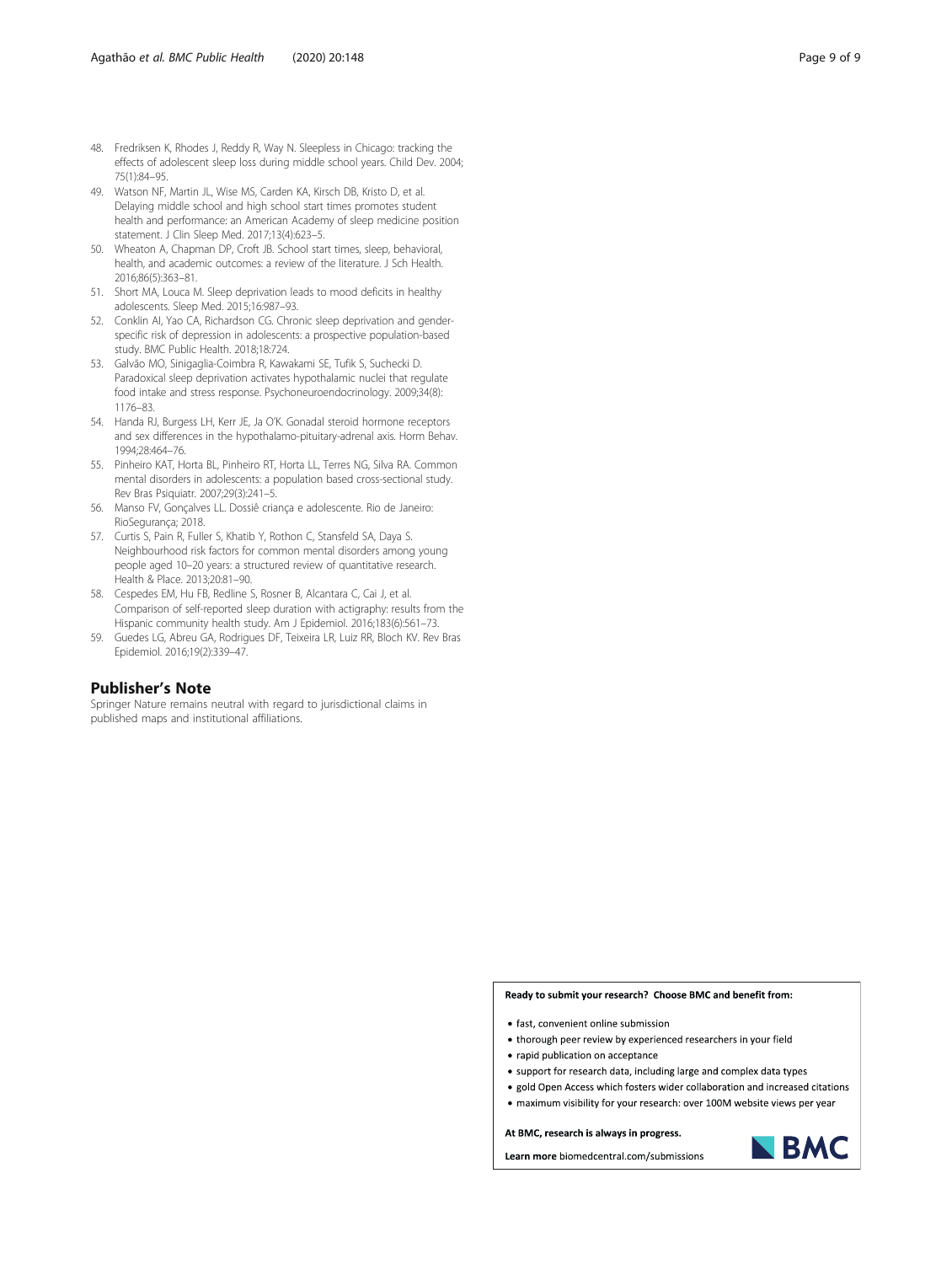48. Fredriksen K, Rhodes J, Reddy R, Way N. Sleepless in Chicago: tracking the effects of adolescent sleep loss during middle school years. Child Dev. 2004; 75(1):84–95.
49. Watson NF, Martin JL, Wise MS, Carden KA, Kirsch DB, Kristo D, et al. Delaying middle school and high school start times promotes student health and performance: an American Academy of sleep medicine position statement. J Clin Sleep Med. 2017;13(4):623–5.
50. Wheaton A, Chapman DP, Croft JB. School start times, sleep, behavioral, health, and academic outcomes: a review of the literature. J Sch Health. 2016;86(5):363–81.
51. Short MA, Louca M. Sleep deprivation leads to mood deficits in healthy adolescents. Sleep Med. 2015;16:987–93.
52. Conklin AI, Yao CA, Richardson CG. Chronic sleep deprivation and gender-specific risk of depression in adolescents: a prospective population-based study. BMC Public Health. 2018;18:724.
53. Galvão MO, Sinigaglia-Coimbra R, Kawakami SE, Tufik S, Suchecki D. Paradoxical sleep deprivation activates hypothalamic nuclei that regulate food intake and stress response. Psychoneuroendocrinology. 2009;34(8): 1176–83.
54. Handa RJ, Burgess LH, Kerr JE, Ja O'K. Gonadal steroid hormone receptors and sex differences in the hypothalamo-pituitary-adrenal axis. Horm Behav. 1994;28:464–76.
55. Pinheiro KAT, Horta BL, Pinheiro RT, Horta LL, Terres NG, Silva RA. Common mental disorders in adolescents: a population based cross-sectional study. Rev Bras Psiquiatr. 2007;29(3):241–5.
56. Manso FV, Gonçalves LL. Dossiê criança e adolescente. Rio de Janeiro: RioSegurança; 2018.
57. Curtis S, Pain R, Fuller S, Khatib Y, Rothon C, Stansfeld SA, Daya S. Neighbourhood risk factors for common mental disorders among young people aged 10–20 years: a structured review of quantitative research. Health & Place. 2013;20:81–90.
58. Cespedes EM, Hu FB, Redline S, Rosner B, Alcantara C, Cai J, et al. Comparison of self-reported sleep duration with actigraphy: results from the Hispanic community health study. Am J Epidemiol. 2016;183(6):561–73.
59. Guedes LG, Abreu GA, Rodrigues DF, Teixeira LR, Luiz RR, Bloch KV. Rev Bras Epidemiol. 2016;19(2):339–47.

## Publisher's Note

Springer Nature remains neutral with regard to jurisdictional claims in published maps and institutional affiliations.

**Ready to submit your research? Choose BMC and benefit from:**

- fast, convenient online submission
- thorough peer review by experienced researchers in your field
- rapid publication on acceptance
- support for research data, including large and complex data types
- gold Open Access which fosters wider collaboration and increased citations
- maximum visibility for your research: over 100M website views per year

**At BMC, research is always in progress.**

**Learn more** biomedcentral.com/submissions

BMC